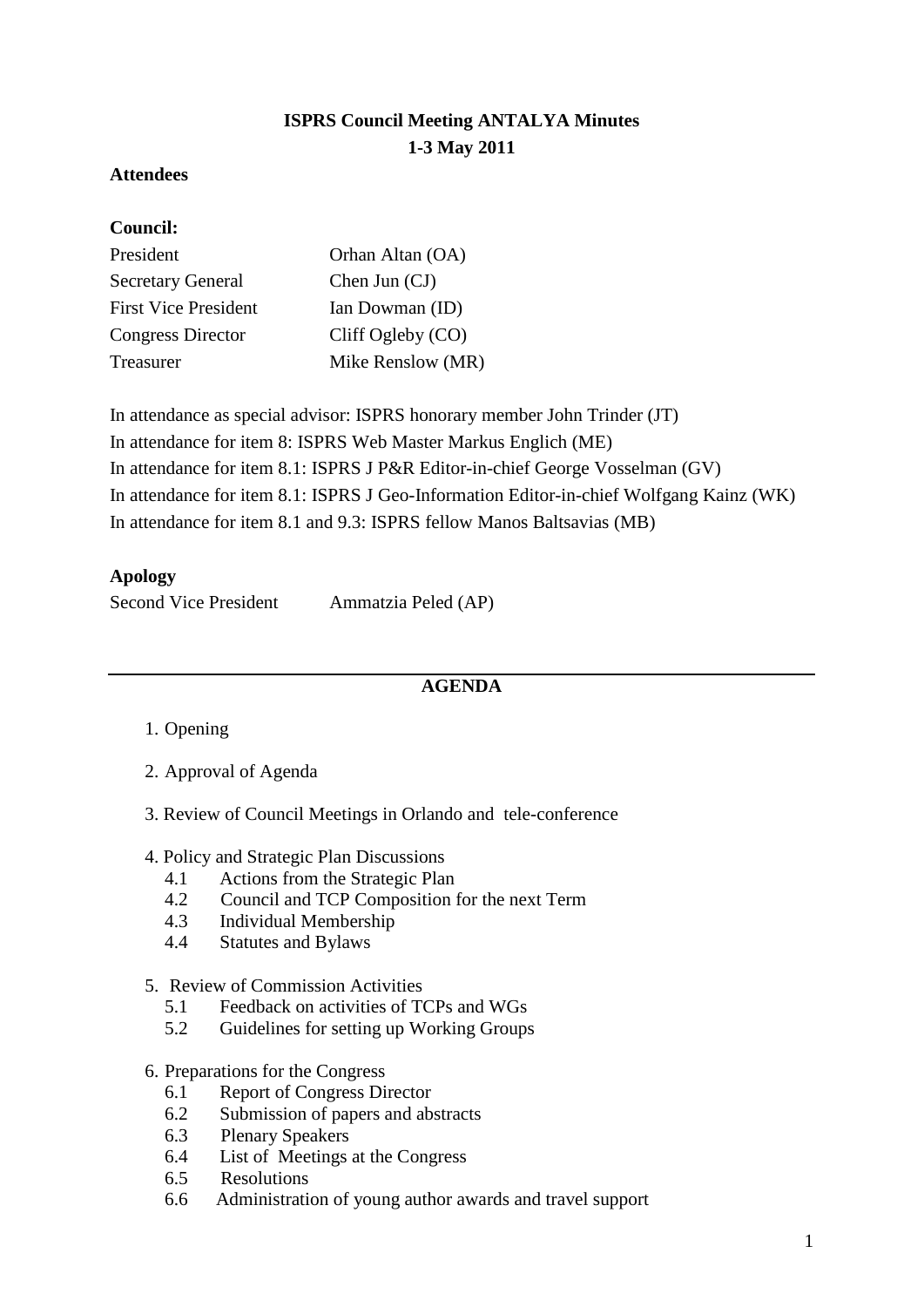# ISPRS Council Meeting ANTALYA Minutes

**1-3 May 2011**

**Attendees**

**Council:**

| | |
|---|---|
| President | Orhan Altan (OA) |
| Secretary General | Chen Jun (CJ) |
| First Vice President | Ian Dowman (ID) |
| Congress Director | Cliff Ogleby (CO) |
| Treasurer | Mike Renslow (MR) |

In attendance as special advisor: ISPRS honorary member John Trinder (JT)

In attendance for item 8: ISPRS Web Master Markus Englich (ME)

In attendance for item 8.1: ISPRS J P&R Editor-in-chief George Vosselman (GV)

In attendance for item 8.1: ISPRS J Geo-Information Editor-in-chief Wolfgang Kainz (WK)

In attendance for item 8.1 and 9.3: ISPRS fellow Manos Baltsavias (MB)

**Apology**

Second Vice President Ammatzia Peled (AP)

---

## AGENDA

1. Opening

2. Approval of Agenda

3. Review of Council Meetings in Orlando and tele-conference

4. Policy and Strategic Plan Discussions
   - 4.1 Actions from the Strategic Plan
   - 4.2 Council and TCP Composition for the next Term
   - 4.3 Individual Membership
   - 4.4 Statutes and Bylaws

5. Review of Commission Activities
   - 5.1 Feedback on activities of TCPs and WGs
   - 5.2 Guidelines for setting up Working Groups

6. Preparations for the Congress
   - 6.1 Report of Congress Director
   - 6.2 Submission of papers and abstracts
   - 6.3 Plenary Speakers
   - 6.4 List of Meetings at the Congress
   - 6.5 Resolutions
   - 6.6 Administration of young author awards and travel support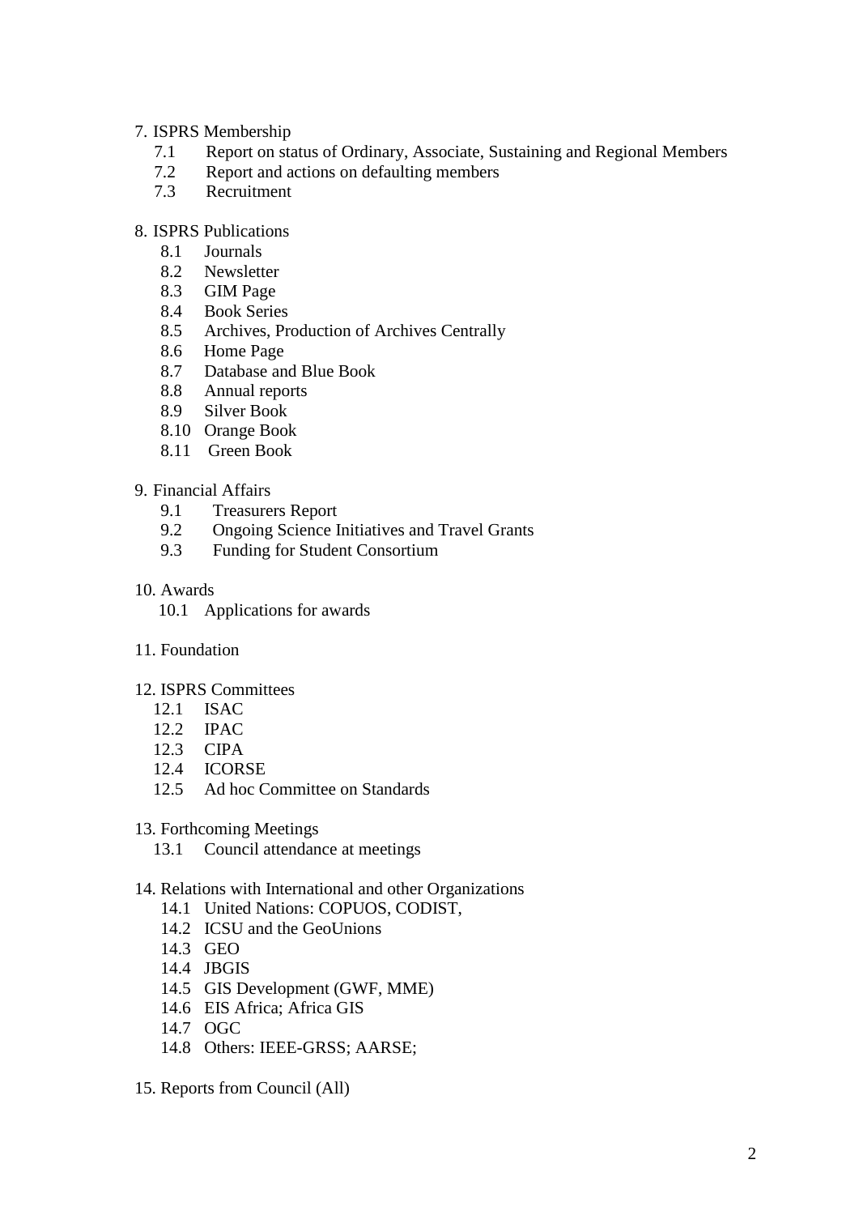7. ISPRS Membership
    - 7.1 Report on status of Ordinary, Associate, Sustaining and Regional Members
    - 7.2 Report and actions on defaulting members
    - 7.3 Recruitment

8. ISPRS Publications
    - 8.1 Journals
    - 8.2 Newsletter
    - 8.3 GIM Page
    - 8.4 Book Series
    - 8.5 Archives, Production of Archives Centrally
    - 8.6 Home Page
    - 8.7 Database and Blue Book
    - 8.8 Annual reports
    - 8.9 Silver Book
    - 8.10 Orange Book
    - 8.11 Green Book

9. Financial Affairs
    - 9.1 Treasurers Report
    - 9.2 Ongoing Science Initiatives and Travel Grants
    - 9.3 Funding for Student Consortium

10. Awards
    - 10.1 Applications for awards

11. Foundation

12. ISPRS Committees
    - 12.1 ISAC
    - 12.2 IPAC
    - 12.3 CIPA
    - 12.4 ICORSE
    - 12.5 Ad hoc Committee on Standards

13. Forthcoming Meetings
    - 13.1 Council attendance at meetings

14. Relations with International and other Organizations
    - 14.1 United Nations: COPUOS, CODIST,
    - 14.2 ICSU and the GeoUnions
    - 14.3 GEO
    - 14.4 JBGIS
    - 14.5 GIS Development (GWF, MME)
    - 14.6 EIS Africa; Africa GIS
    - 14.7 OGC
    - 14.8 Others: IEEE-GRSS; AARSE;

15. Reports from Council (All)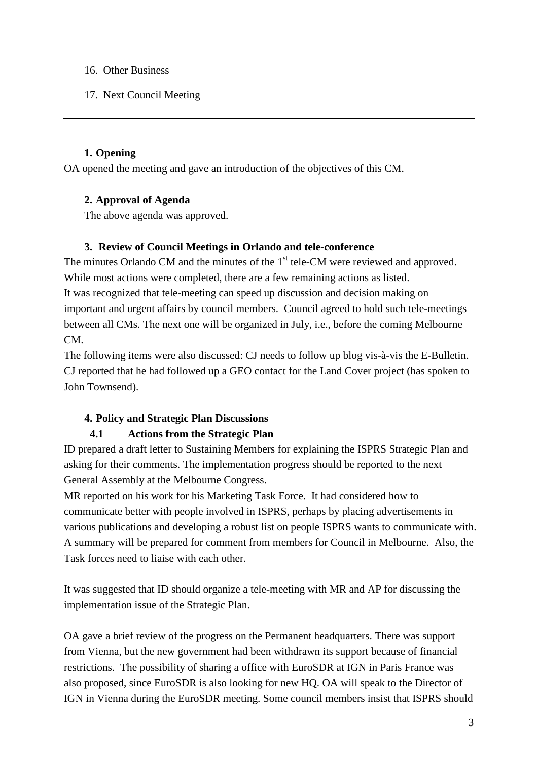16. Other Business

17. Next Council Meeting

---

### 1. Opening

OA opened the meeting and gave an introduction of the objectives of this CM.

### 2. Approval of Agenda

The above agenda was approved.

### 3. Review of Council Meetings in Orlando and tele-conference

The minutes Orlando CM and the minutes of the 1st tele-CM were reviewed and approved. While most actions were completed, there are a few remaining actions as listed.
It was recognized that tele-meeting can speed up discussion and decision making on important and urgent affairs by council members. Council agreed to hold such tele-meetings between all CMs. The next one will be organized in July, i.e., before the coming Melbourne CM.
The following items were also discussed: CJ needs to follow up blog vis-à-vis the E-Bulletin. CJ reported that he had followed up a GEO contact for the Land Cover project (has spoken to John Townsend).

### 4. Policy and Strategic Plan Discussions

#### 4.1 Actions from the Strategic Plan

ID prepared a draft letter to Sustaining Members for explaining the ISPRS Strategic Plan and asking for their comments. The implementation progress should be reported to the next General Assembly at the Melbourne Congress.
MR reported on his work for his Marketing Task Force. It had considered how to communicate better with people involved in ISPRS, perhaps by placing advertisements in various publications and developing a robust list on people ISPRS wants to communicate with. A summary will be prepared for comment from members for Council in Melbourne. Also, the Task forces need to liaise with each other.

It was suggested that ID should organize a tele-meeting with MR and AP for discussing the implementation issue of the Strategic Plan.

OA gave a brief review of the progress on the Permanent headquarters. There was support from Vienna, but the new government had been withdrawn its support because of financial restrictions. The possibility of sharing a office with EuroSDR at IGN in Paris France was also proposed, since EuroSDR is also looking for new HQ. OA will speak to the Director of IGN in Vienna during the EuroSDR meeting. Some council members insist that ISPRS should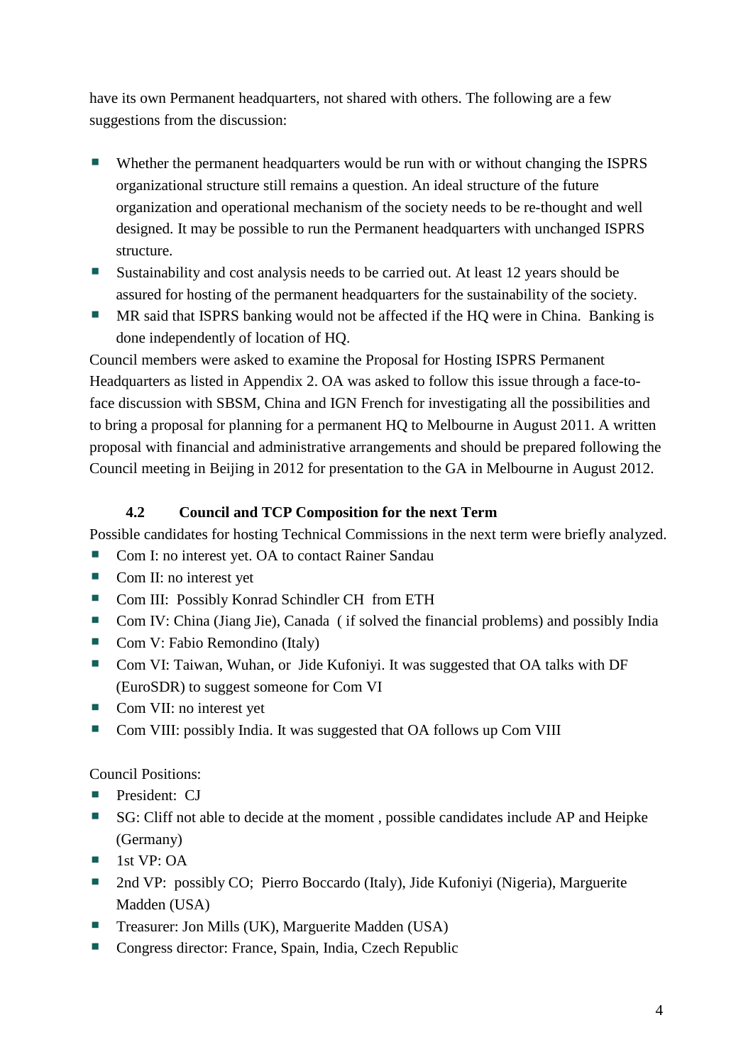have its own Permanent headquarters, not shared with others. The following are a few suggestions from the discussion:

- Whether the permanent headquarters would be run with or without changing the ISPRS organizational structure still remains a question. An ideal structure of the future organization and operational mechanism of the society needs to be re-thought and well designed. It may be possible to run the Permanent headquarters with unchanged ISPRS structure.
- Sustainability and cost analysis needs to be carried out. At least 12 years should be assured for hosting of the permanent headquarters for the sustainability of the society.
- MR said that ISPRS banking would not be affected if the HQ were in China. Banking is done independently of location of HQ.

Council members were asked to examine the Proposal for Hosting ISPRS Permanent Headquarters as listed in Appendix 2. OA was asked to follow this issue through a face-to-face discussion with SBSM, China and IGN French for investigating all the possibilities and to bring a proposal for planning for a permanent HQ to Melbourne in August 2011. A written proposal with financial and administrative arrangements and should be prepared following the Council meeting in Beijing in 2012 for presentation to the GA in Melbourne in August 2012.

### 4.2 Council and TCP Composition for the next Term

Possible candidates for hosting Technical Commissions in the next term were briefly analyzed.

- Com I: no interest yet. OA to contact Rainer Sandau
- Com II: no interest yet
- Com III: Possibly Konrad Schindler CH from ETH
- Com IV: China (Jiang Jie), Canada ( if solved the financial problems) and possibly India
- Com V: Fabio Remondino (Italy)
- Com VI: Taiwan, Wuhan, or Jide Kufoniyi. It was suggested that OA talks with DF (EuroSDR) to suggest someone for Com VI
- Com VII: no interest yet
- Com VIII: possibly India. It was suggested that OA follows up Com VIII

Council Positions:

- President: CJ
- SG: Cliff not able to decide at the moment , possible candidates include AP and Heipke (Germany)
- 1st VP: OA
- 2nd VP: possibly CO; Pierro Boccardo (Italy), Jide Kufoniyi (Nigeria), Marguerite Madden (USA)
- Treasurer: Jon Mills (UK), Marguerite Madden (USA)
- Congress director: France, Spain, India, Czech Republic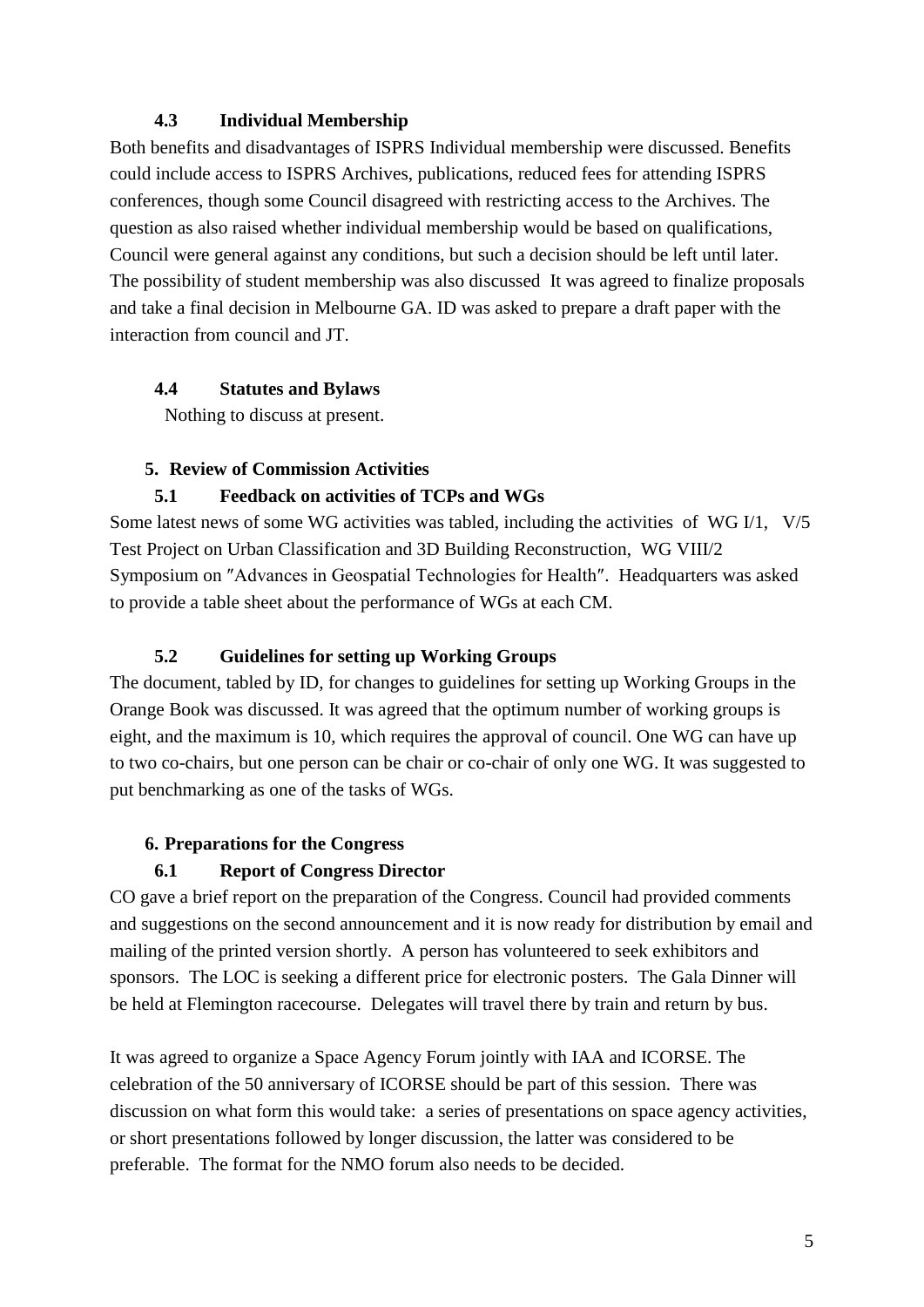### 4.3 Individual Membership

Both benefits and disadvantages of ISPRS Individual membership were discussed. Benefits could include access to ISPRS Archives, publications, reduced fees for attending ISPRS conferences, though some Council disagreed with restricting access to the Archives. The question as also raised whether individual membership would be based on qualifications, Council were general against any conditions, but such a decision should be left until later. The possibility of student membership was also discussed It was agreed to finalize proposals and take a final decision in Melbourne GA. ID was asked to prepare a draft paper with the interaction from council and JT.

### 4.4 Statutes and Bylaws

Nothing to discuss at present.

## 5. Review of Commission Activities

### 5.1 Feedback on activities of TCPs and WGs

Some latest news of some WG activities was tabled, including the activities of WG I/1, V/5 Test Project on Urban Classification and 3D Building Reconstruction, WG VIII/2 Symposium on ″Advances in Geospatial Technologies for Health″. Headquarters was asked to provide a table sheet about the performance of WGs at each CM.

### 5.2 Guidelines for setting up Working Groups

The document, tabled by ID, for changes to guidelines for setting up Working Groups in the Orange Book was discussed. It was agreed that the optimum number of working groups is eight, and the maximum is 10, which requires the approval of council. One WG can have up to two co-chairs, but one person can be chair or co-chair of only one WG. It was suggested to put benchmarking as one of the tasks of WGs.

## 6. Preparations for the Congress

### 6.1 Report of Congress Director

CO gave a brief report on the preparation of the Congress. Council had provided comments and suggestions on the second announcement and it is now ready for distribution by email and mailing of the printed version shortly. A person has volunteered to seek exhibitors and sponsors. The LOC is seeking a different price for electronic posters. The Gala Dinner will be held at Flemington racecourse. Delegates will travel there by train and return by bus.

It was agreed to organize a Space Agency Forum jointly with IAA and ICORSE. The celebration of the 50 anniversary of ICORSE should be part of this session. There was discussion on what form this would take: a series of presentations on space agency activities, or short presentations followed by longer discussion, the latter was considered to be preferable. The format for the NMO forum also needs to be decided.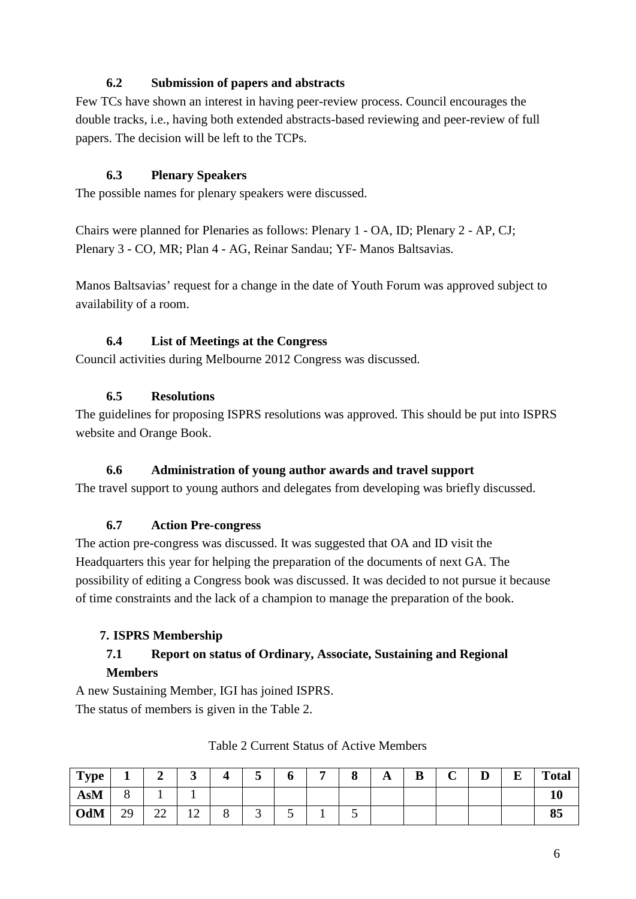### 6.2 Submission of papers and abstracts

Few TCs have shown an interest in having peer-review process. Council encourages the double tracks, i.e., having both extended abstracts-based reviewing and peer-review of full papers. The decision will be left to the TCPs.

### 6.3 Plenary Speakers

The possible names for plenary speakers were discussed.

Chairs were planned for Plenaries as follows: Plenary 1 - OA, ID; Plenary 2 - AP, CJ; Plenary 3 - CO, MR; Plan 4 - AG, Reinar Sandau; YF- Manos Baltsavias.

Manos Baltsavias' request for a change in the date of Youth Forum was approved subject to availability of a room.

### 6.4 List of Meetings at the Congress

Council activities during Melbourne 2012 Congress was discussed.

### 6.5 Resolutions

The guidelines for proposing ISPRS resolutions was approved. This should be put into ISPRS website and Orange Book.

### 6.6 Administration of young author awards and travel support

The travel support to young authors and delegates from developing was briefly discussed.

### 6.7 Action Pre-congress

The action pre-congress was discussed. It was suggested that OA and ID visit the Headquarters this year for helping the preparation of the documents of next GA. The possibility of editing a Congress book was discussed. It was decided to not pursue it because of time constraints and the lack of a champion to manage the preparation of the book.

## 7. ISPRS Membership

### 7.1 Report on status of Ordinary, Associate, Sustaining and Regional Members

A new Sustaining Member, IGI has joined ISPRS.

The status of members is given in the Table 2.

Table 2 Current Status of Active Members

| Type | 1 | 2 | 3 | 4 | 5 | 6 | 7 | 8 | A | B | C | D | E | Total |
|---|---|---|---|---|---|---|---|---|---|---|---|---|---|---|
| AsM | 8 | 1 | 1 | | | | | | | | | | | **10** |
| OdM | 29 | 22 | 12 | 8 | 3 | 5 | 1 | 5 | | | | | | **85** |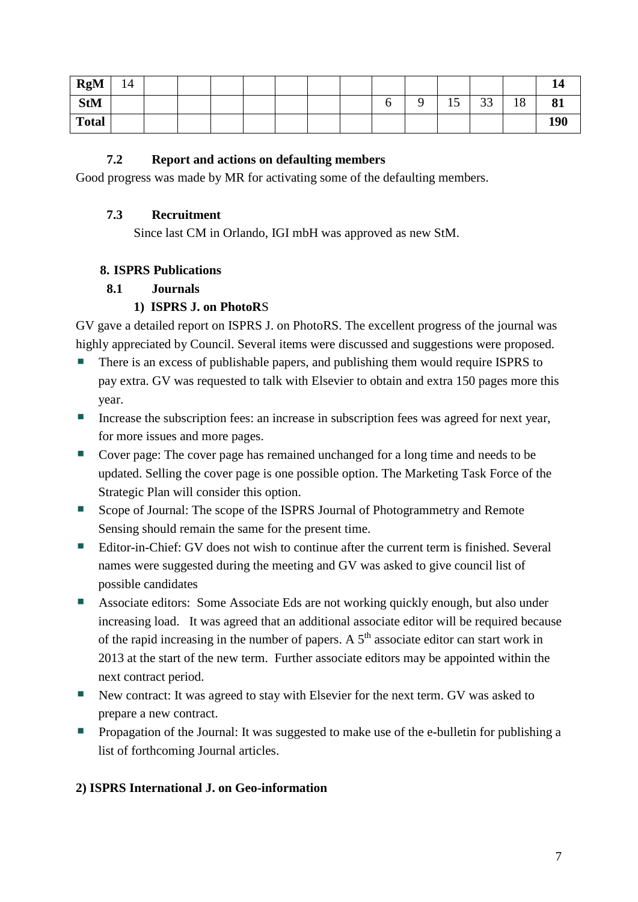| RgM | 14 | | | | | | | | | | | | | 14 |
|---|---|---|---|---|---|---|---|---|---|---|---|---|---|---|
| StM | | | | | | | | | 6 | 9 | 15 | 33 | 18 | 81 |
| Total | | | | | | | | | | | | | | 190 |

### 7.2 Report and actions on defaulting members

Good progress was made by MR for activating some of the defaulting members.

### 7.3 Recruitment

Since last CM in Orlando, IGI mbH was approved as new StM.

## 8. ISPRS Publications

### 8.1 Journals

#### 1) ISPRS J. on PhotoRS

GV gave a detailed report on ISPRS J. on PhotoRS. The excellent progress of the journal was highly appreciated by Council. Several items were discussed and suggestions were proposed.

- There is an excess of publishable papers, and publishing them would require ISPRS to pay extra. GV was requested to talk with Elsevier to obtain and extra 150 pages more this year.
- Increase the subscription fees: an increase in subscription fees was agreed for next year, for more issues and more pages.
- Cover page: The cover page has remained unchanged for a long time and needs to be updated. Selling the cover page is one possible option. The Marketing Task Force of the Strategic Plan will consider this option.
- Scope of Journal: The scope of the ISPRS Journal of Photogrammetry and Remote Sensing should remain the same for the present time.
- Editor-in-Chief: GV does not wish to continue after the current term is finished. Several names were suggested during the meeting and GV was asked to give council list of possible candidates
- Associate editors: Some Associate Eds are not working quickly enough, but also under increasing load. It was agreed that an additional associate editor will be required because of the rapid increasing in the number of papers. A 5th associate editor can start work in 2013 at the start of the new term. Further associate editors may be appointed within the next contract period.
- New contract: It was agreed to stay with Elsevier for the next term. GV was asked to prepare a new contract.
- Propagation of the Journal: It was suggested to make use of the e-bulletin for publishing a list of forthcoming Journal articles.

#### 2) ISPRS International J. on Geo-information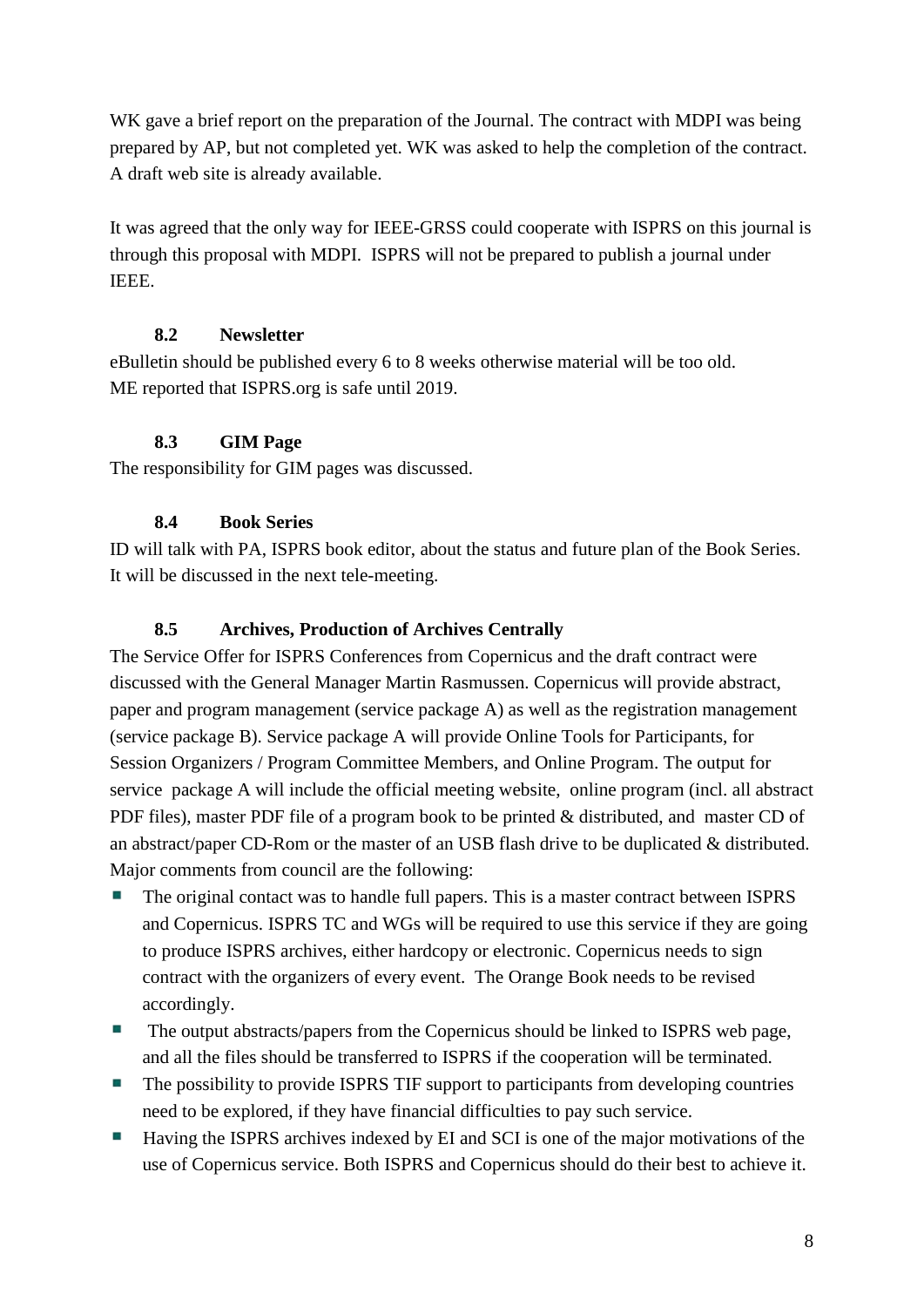WK gave a brief report on the preparation of the Journal. The contract with MDPI was being prepared by AP, but not completed yet. WK was asked to help the completion of the contract. A draft web site is already available.

It was agreed that the only way for IEEE-GRSS could cooperate with ISPRS on this journal is through this proposal with MDPI. ISPRS will not be prepared to publish a journal under IEEE.

### 8.2 Newsletter

eBulletin should be published every 6 to 8 weeks otherwise material will be too old.
ME reported that ISPRS.org is safe until 2019.

### 8.3 GIM Page

The responsibility for GIM pages was discussed.

### 8.4 Book Series

ID will talk with PA, ISPRS book editor, about the status and future plan of the Book Series. It will be discussed in the next tele-meeting.

### 8.5 Archives, Production of Archives Centrally

The Service Offer for ISPRS Conferences from Copernicus and the draft contract were discussed with the General Manager Martin Rasmussen. Copernicus will provide abstract, paper and program management (service package A) as well as the registration management (service package B). Service package A will provide Online Tools for Participants, for Session Organizers / Program Committee Members, and Online Program. The output for service package A will include the official meeting website, online program (incl. all abstract PDF files), master PDF file of a program book to be printed & distributed, and master CD of an abstract/paper CD-Rom or the master of an USB flash drive to be duplicated & distributed. Major comments from council are the following:

- The original contact was to handle full papers. This is a master contract between ISPRS and Copernicus. ISPRS TC and WGs will be required to use this service if they are going to produce ISPRS archives, either hardcopy or electronic. Copernicus needs to sign contract with the organizers of every event. The Orange Book needs to be revised accordingly.
- The output abstracts/papers from the Copernicus should be linked to ISPRS web page, and all the files should be transferred to ISPRS if the cooperation will be terminated.
- The possibility to provide ISPRS TIF support to participants from developing countries need to be explored, if they have financial difficulties to pay such service.
- Having the ISPRS archives indexed by EI and SCI is one of the major motivations of the use of Copernicus service. Both ISPRS and Copernicus should do their best to achieve it.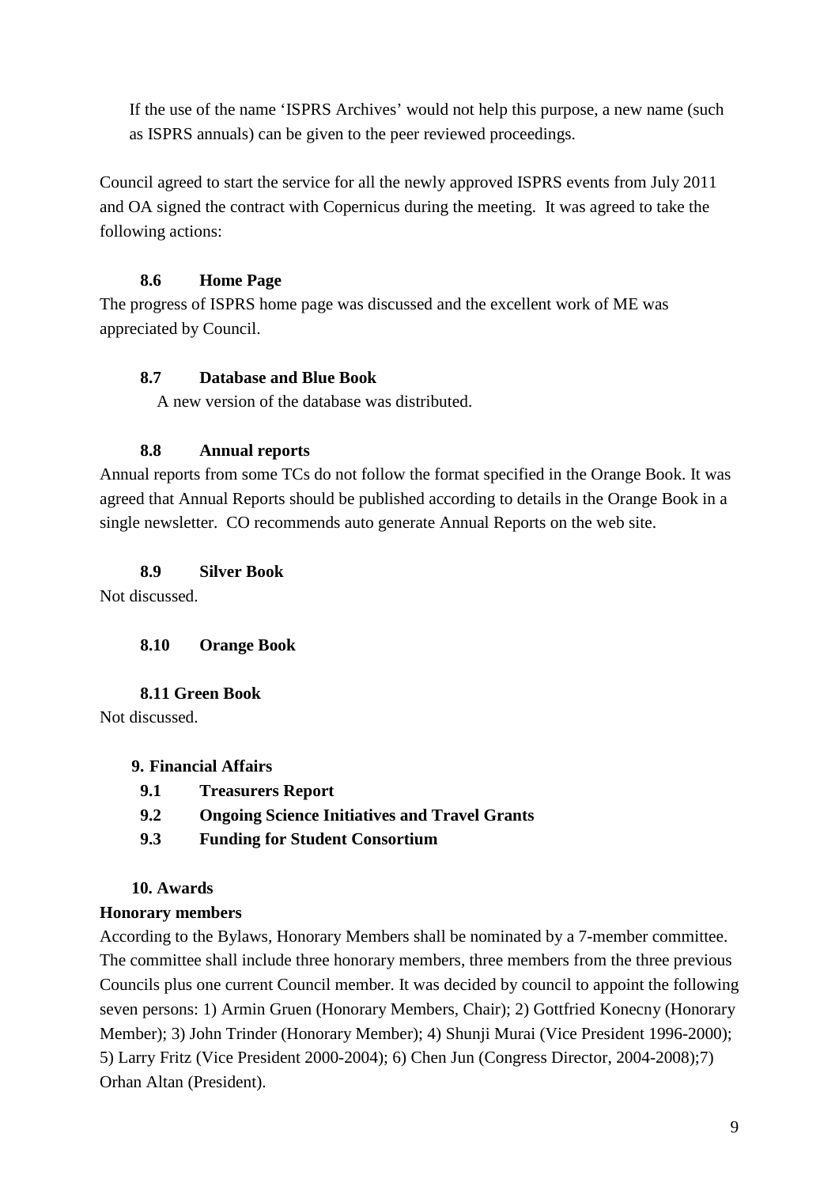If the use of the name 'ISPRS Archives' would not help this purpose, a new name (such as ISPRS annuals) can be given to the peer reviewed proceedings.

Council agreed to start the service for all the newly approved ISPRS events from July 2011 and OA signed the contract with Copernicus during the meeting. It was agreed to take the following actions:

### 8.6 Home Page

The progress of ISPRS home page was discussed and the excellent work of ME was appreciated by Council.

### 8.7 Database and Blue Book

A new version of the database was distributed.

### 8.8 Annual reports

Annual reports from some TCs do not follow the format specified in the Orange Book. It was agreed that Annual Reports should be published according to details in the Orange Book in a single newsletter. CO recommends auto generate Annual Reports on the web site.

### 8.9 Silver Book

Not discussed.

### 8.10 Orange Book

### 8.11 Green Book

Not discussed.

## 9. Financial Affairs

### 9.1 Treasurers Report

### 9.2 Ongoing Science Initiatives and Travel Grants

### 9.3 Funding for Student Consortium

## 10. Awards

**Honorary members**

According to the Bylaws, Honorary Members shall be nominated by a 7-member committee. The committee shall include three honorary members, three members from the three previous Councils plus one current Council member. It was decided by council to appoint the following seven persons: 1) Armin Gruen (Honorary Members, Chair); 2) Gottfried Konecny (Honorary Member); 3) John Trinder (Honorary Member); 4) Shunji Murai (Vice President 1996-2000); 5) Larry Fritz (Vice President 2000-2004); 6) Chen Jun (Congress Director, 2004-2008);7) Orhan Altan (President).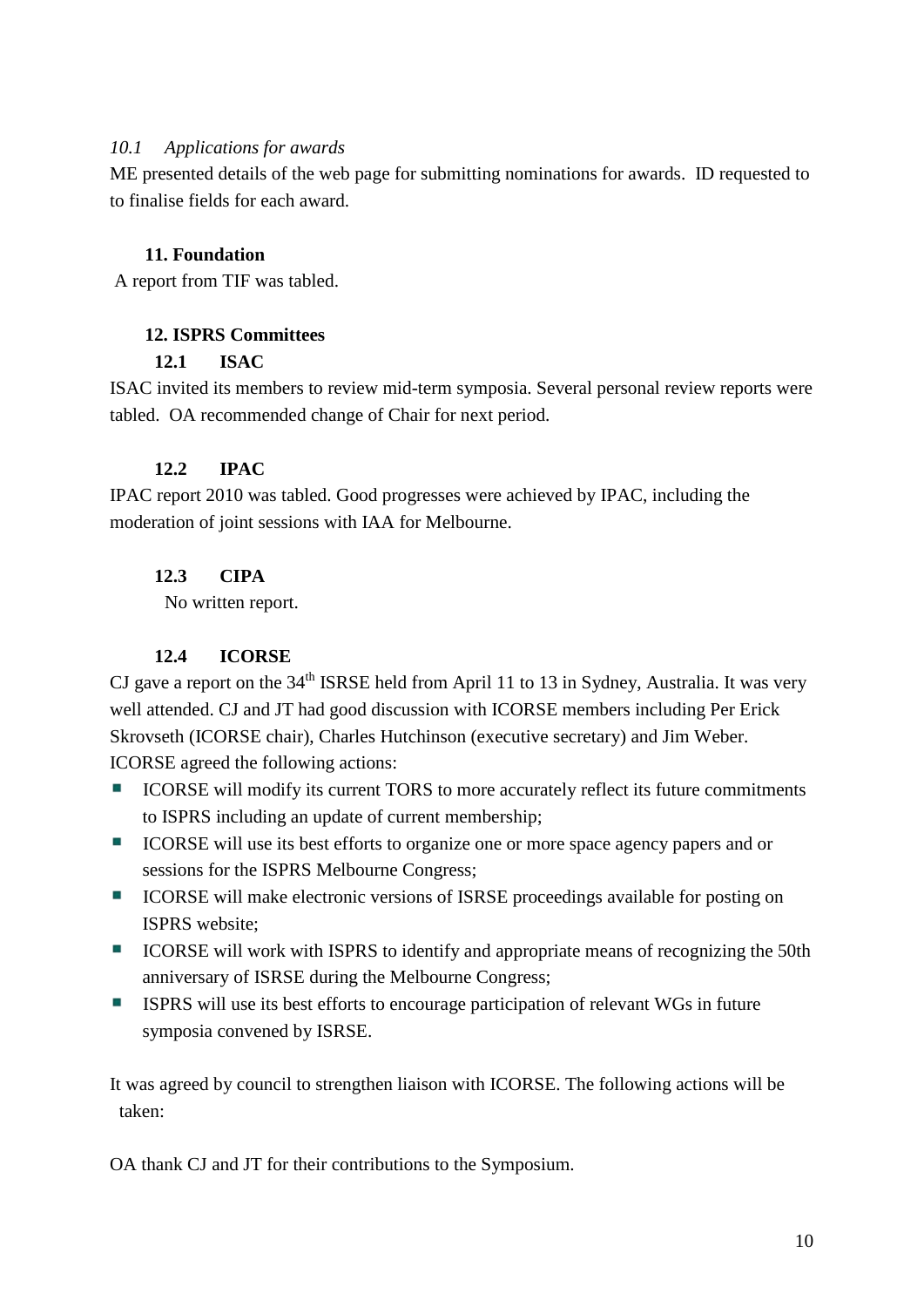*10.1 Applications for awards*

ME presented details of the web page for submitting nominations for awards. ID requested to to finalise fields for each award.

## 11. Foundation

A report from TIF was tabled.

## 12. ISPRS Committees

### 12.1 ISAC

ISAC invited its members to review mid-term symposia. Several personal review reports were tabled. OA recommended change of Chair for next period.

### 12.2 IPAC

IPAC report 2010 was tabled. Good progresses were achieved by IPAC, including the moderation of joint sessions with IAA for Melbourne.

### 12.3 CIPA

No written report.

### 12.4 ICORSE

CJ gave a report on the 34th ISRSE held from April 11 to 13 in Sydney, Australia. It was very well attended. CJ and JT had good discussion with ICORSE members including Per Erick Skrovseth (ICORSE chair), Charles Hutchinson (executive secretary) and Jim Weber. ICORSE agreed the following actions:

- ICORSE will modify its current TORS to more accurately reflect its future commitments to ISPRS including an update of current membership;
- ICORSE will use its best efforts to organize one or more space agency papers and or sessions for the ISPRS Melbourne Congress;
- ICORSE will make electronic versions of ISRSE proceedings available for posting on ISPRS website;
- ICORSE will work with ISPRS to identify and appropriate means of recognizing the 50th anniversary of ISRSE during the Melbourne Congress;
- ISPRS will use its best efforts to encourage participation of relevant WGs in future symposia convened by ISRSE.

It was agreed by council to strengthen liaison with ICORSE. The following actions will be taken:

OA thank CJ and JT for their contributions to the Symposium.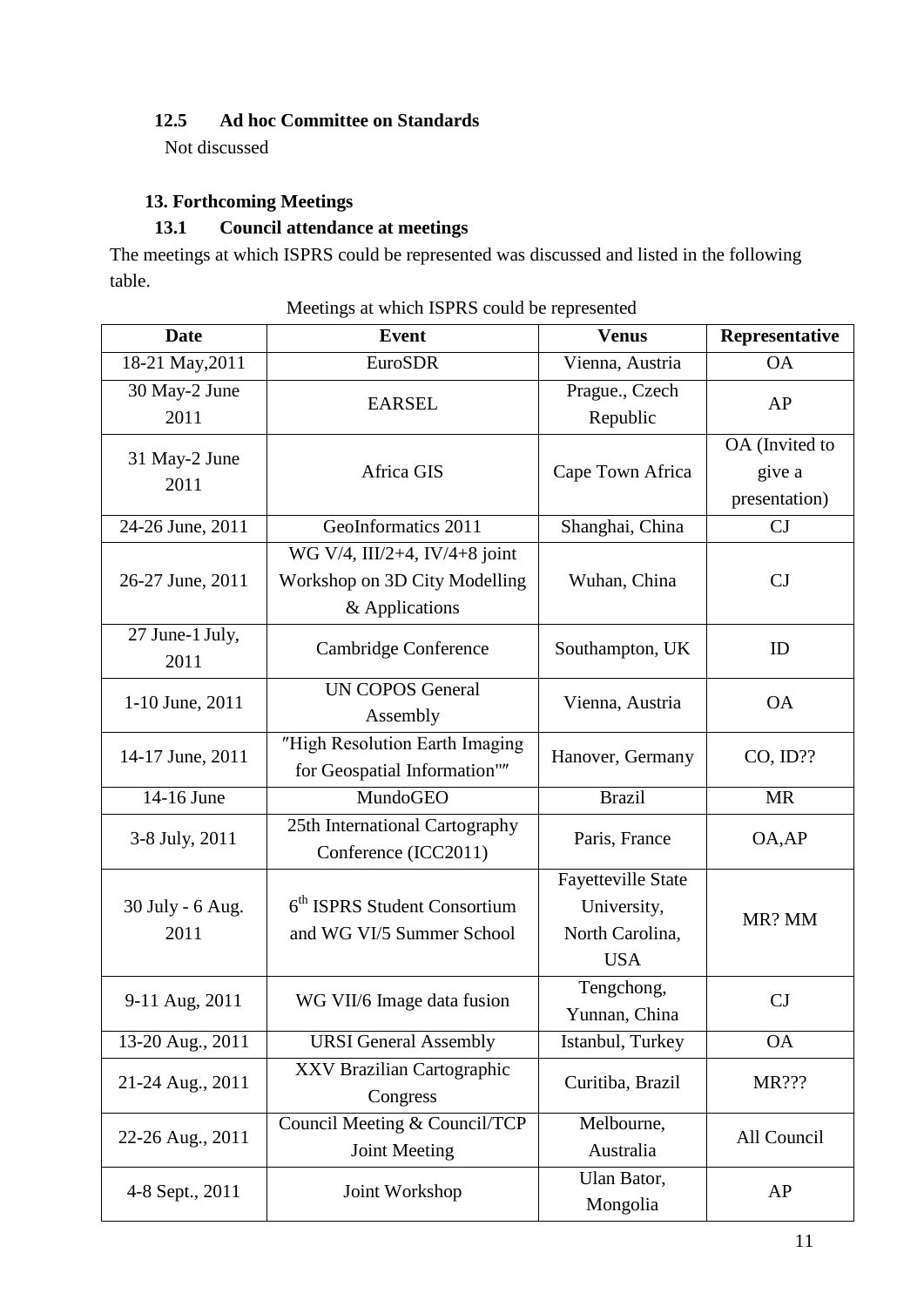### 12.5 Ad hoc Committee on Standards

Not discussed

## 13. Forthcoming Meetings

### 13.1 Council attendance at meetings

The meetings at which ISPRS could be represented was discussed and listed in the following table.

Meetings at which ISPRS could be represented

| Date | Event | Venus | Representative |
|---|---|---|---|
| 18-21 May,2011 | EuroSDR | Vienna, Austria | OA |
| 30 May-2 June 2011 | EARSEL | Prague., Czech Republic | AP |
| 31 May-2 June 2011 | Africa GIS | Cape Town Africa | OA (Invited to give a presentation) |
| 24-26 June, 2011 | GeoInformatics 2011 | Shanghai, China | CJ |
| 26-27 June, 2011 | WG V/4, III/2+4, IV/4+8 joint Workshop on 3D City Modelling & Applications | Wuhan, China | CJ |
| 27 June-1 July, 2011 | Cambridge Conference | Southampton, UK | ID |
| 1-10 June, 2011 | UN COPOS General Assembly | Vienna, Austria | OA |
| 14-17 June, 2011 | ″High Resolution Earth Imaging for Geospatial Information"″ | Hanover, Germany | CO, ID?? |
| 14-16 June | MundoGEO | Brazil | MR |
| 3-8 July, 2011 | 25th International Cartography Conference (ICC2011) | Paris, France | OA,AP |
| 30 July - 6 Aug. 2011 | 6th ISPRS Student Consortium and WG VI/5 Summer School | Fayetteville State University, North Carolina, USA | MR? MM |
| 9-11 Aug, 2011 | WG VII/6 Image data fusion | Tengchong, Yunnan, China | CJ |
| 13-20 Aug., 2011 | URSI General Assembly | Istanbul, Turkey | OA |
| 21-24 Aug., 2011 | XXV Brazilian Cartographic Congress | Curitiba, Brazil | MR??? |
| 22-26 Aug., 2011 | Council Meeting & Council/TCP Joint Meeting | Melbourne, Australia | All Council |
| 4-8 Sept., 2011 | Joint Workshop | Ulan Bator, Mongolia | AP |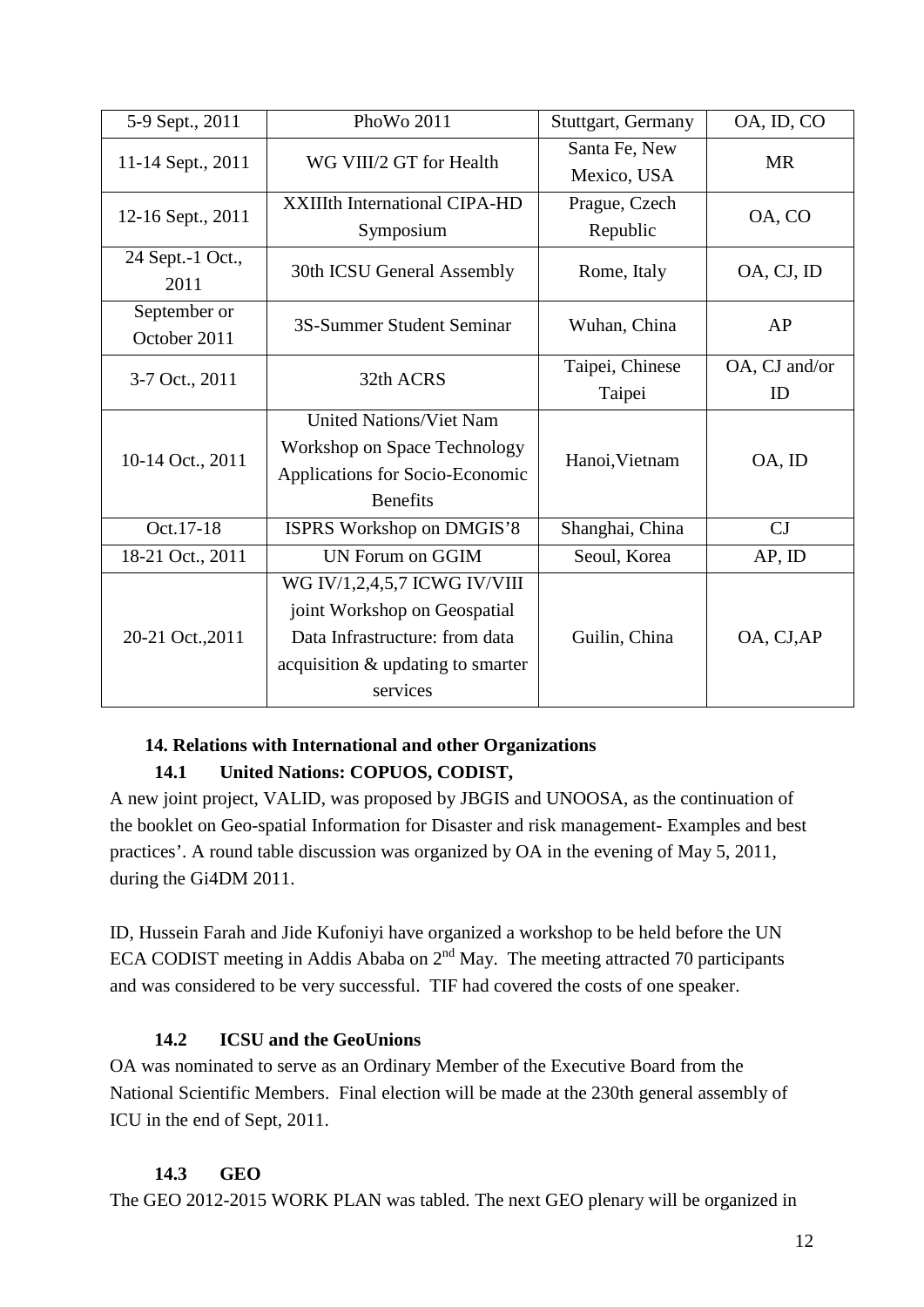| 5-9 Sept., 2011 | PhoWo 2011 | Stuttgart, Germany | OA, ID, CO |
|---|---|---|---|
| 11-14 Sept., 2011 | WG VIII/2 GT for Health | Santa Fe, New Mexico, USA | MR |
| 12-16 Sept., 2011 | XXIIIth International CIPA-HD Symposium | Prague, Czech Republic | OA, CO |
| 24 Sept.-1 Oct., 2011 | 30th ICSU General Assembly | Rome, Italy | OA, CJ, ID |
| September or October 2011 | 3S-Summer Student Seminar | Wuhan, China | AP |
| 3-7 Oct., 2011 | 32th ACRS | Taipei, Chinese Taipei | OA, CJ and/or ID |
| 10-14 Oct., 2011 | United Nations/Viet Nam Workshop on Space Technology Applications for Socio-Economic Benefits | Hanoi,Vietnam | OA, ID |
| Oct.17-18 | ISPRS Workshop on DMGIS'8 | Shanghai, China | CJ |
| 18-21 Oct., 2011 | UN Forum on GGIM | Seoul, Korea | AP, ID |
| 20-21 Oct.,2011 | WG IV/1,2,4,5,7 ICWG IV/VIII joint Workshop on Geospatial Data Infrastructure: from data acquisition & updating to smarter services | Guilin, China | OA, CJ,AP |

## 14. Relations with International and other Organizations

### 14.1 United Nations: COPUOS, CODIST,

A new joint project, VALID, was proposed by JBGIS and UNOOSA, as the continuation of the booklet on Geo-spatial Information for Disaster and risk management- Examples and best practices'. A round table discussion was organized by OA in the evening of May 5, 2011, during the Gi4DM 2011.

ID, Hussein Farah and Jide Kufoniyi have organized a workshop to be held before the UN ECA CODIST meeting in Addis Ababa on 2nd May. The meeting attracted 70 participants and was considered to be very successful. TIF had covered the costs of one speaker.

### 14.2 ICSU and the GeoUnions

OA was nominated to serve as an Ordinary Member of the Executive Board from the National Scientific Members. Final election will be made at the 230th general assembly of ICU in the end of Sept, 2011.

### 14.3 GEO

The GEO 2012-2015 WORK PLAN was tabled. The next GEO plenary will be organized in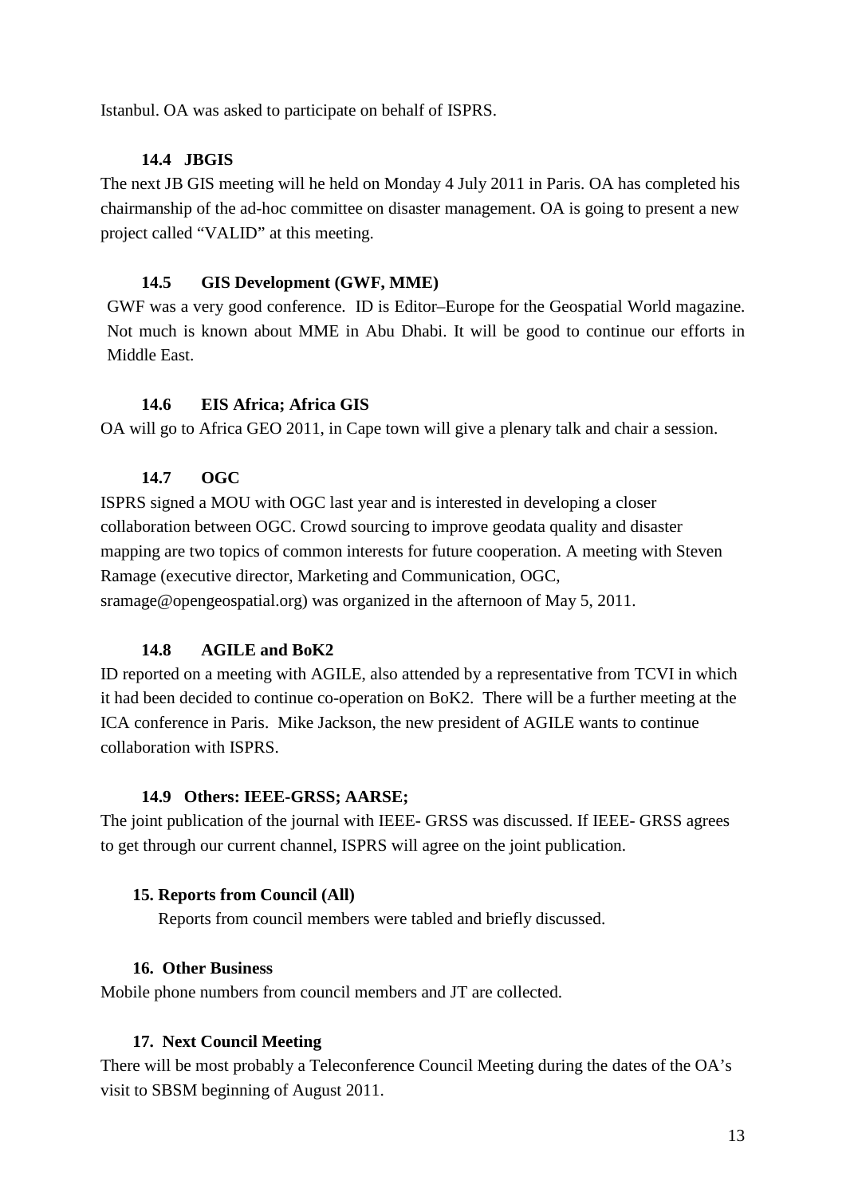Istanbul. OA was asked to participate on behalf of ISPRS.

### 14.4 JBGIS

The next JB GIS meeting will he held on Monday 4 July 2011 in Paris. OA has completed his chairmanship of the ad-hoc committee on disaster management. OA is going to present a new project called "VALID" at this meeting.

### 14.5 GIS Development (GWF, MME)

GWF was a very good conference. ID is Editor–Europe for the Geospatial World magazine. Not much is known about MME in Abu Dhabi. It will be good to continue our efforts in Middle East.

### 14.6 EIS Africa; Africa GIS

OA will go to Africa GEO 2011, in Cape town will give a plenary talk and chair a session.

### 14.7 OGC

ISPRS signed a MOU with OGC last year and is interested in developing a closer collaboration between OGC. Crowd sourcing to improve geodata quality and disaster mapping are two topics of common interests for future cooperation. A meeting with Steven Ramage (executive director, Marketing and Communication, OGC, sramage@opengeospatial.org) was organized in the afternoon of May 5, 2011.

### 14.8 AGILE and BoK2

ID reported on a meeting with AGILE, also attended by a representative from TCVI in which it had been decided to continue co-operation on BoK2. There will be a further meeting at the ICA conference in Paris. Mike Jackson, the new president of AGILE wants to continue collaboration with ISPRS.

### 14.9 Others: IEEE-GRSS; AARSE;

The joint publication of the journal with IEEE- GRSS was discussed. If IEEE- GRSS agrees to get through our current channel, ISPRS will agree on the joint publication.

## 15. Reports from Council (All)

Reports from council members were tabled and briefly discussed.

## 16. Other Business

Mobile phone numbers from council members and JT are collected.

## 17. Next Council Meeting

There will be most probably a Teleconference Council Meeting during the dates of the OA's visit to SBSM beginning of August 2011.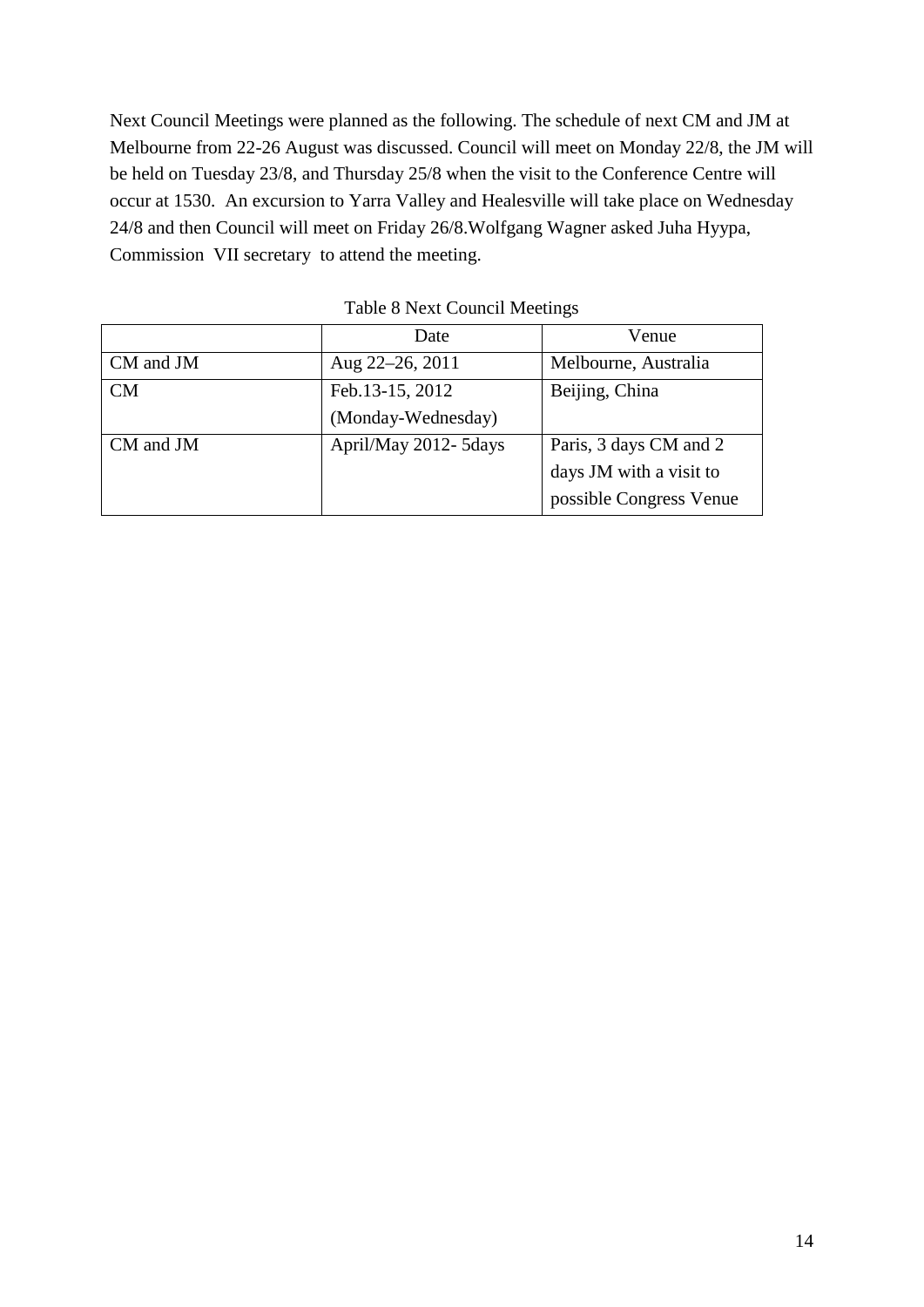Next Council Meetings were planned as the following. The schedule of next CM and JM at Melbourne from 22-26 August was discussed. Council will meet on Monday 22/8, the JM will be held on Tuesday 23/8, and Thursday 25/8 when the visit to the Conference Centre will occur at 1530. An excursion to Yarra Valley and Healesville will take place on Wednesday 24/8 and then Council will meet on Friday 26/8.Wolfgang Wagner asked Juha Hyypa, Commission VII secretary to attend the meeting.

Table 8 Next Council Meetings

| | Date | Venue |
|---|---|---|
| CM and JM | Aug 22–26, 2011 | Melbourne, Australia |
| CM | Feb.13-15, 2012 (Monday-Wednesday) | Beijing, China |
| CM and JM | April/May 2012- 5days | Paris, 3 days CM and 2 days JM with a visit to possible Congress Venue |